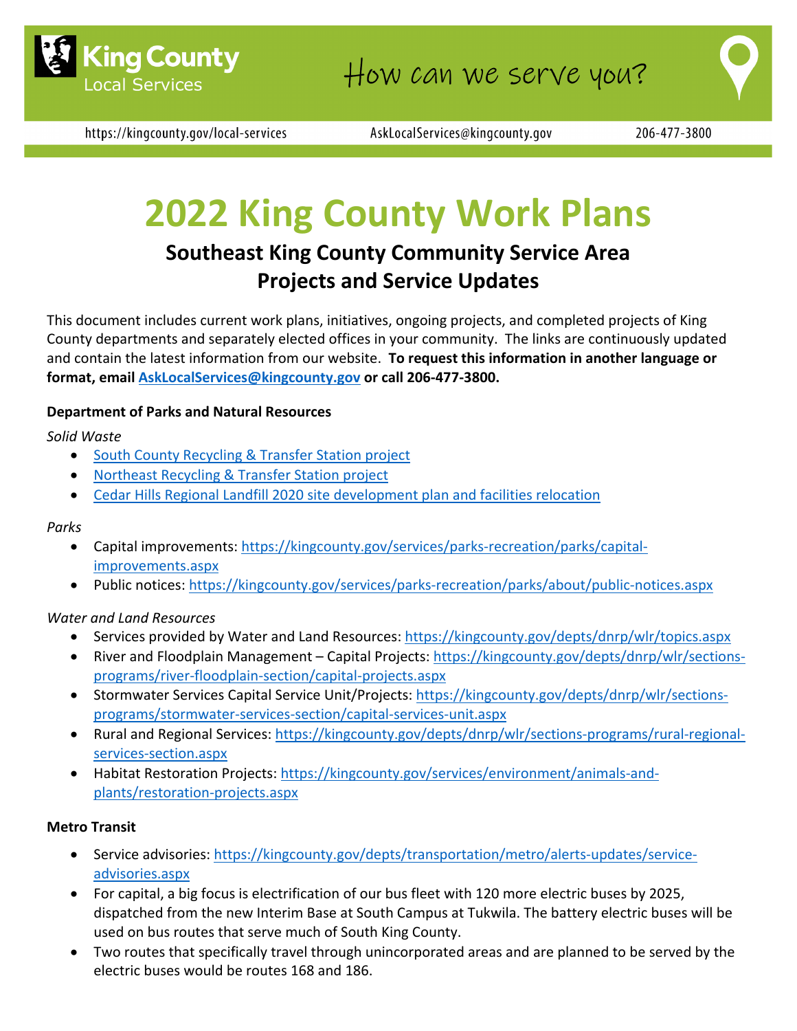King County Local Services

How can we serve you?

https://kingcounty.gov/local-services AskLocalServices@kingcounty.gov 206-477-3800

# 2022 King County Work Plans

## Southeast King County Community Service Area Projects and Service Updates

This document includes current work plans, initiatives, ongoing projects, and completed projects of King County departments and separately elected offices in your community. The links are continuously updated and contain the latest information from our website. **To request this information in another language or format, email AskLocalServices@kingcounty.gov or call 206-477-3800.**

**Department of Parks and Natural Resources**

*Solid Waste*

- South County Recycling & Transfer Station project
- Northeast Recycling & Transfer Station project
- Cedar Hills Regional Landfill 2020 site development plan and facilities relocation

*Parks*

- Capital improvements: https://kingcounty.gov/services/parks-recreation/parks/capital-improvements.aspx
- Public notices: https://kingcounty.gov/services/parks-recreation/parks/about/public-notices.aspx

*Water and Land Resources*

- Services provided by Water and Land Resources: https://kingcounty.gov/depts/dnrp/wlr/topics.aspx
- River and Floodplain Management – Capital Projects: https://kingcounty.gov/depts/dnrp/wlr/sections-programs/river-floodplain-section/capital-projects.aspx
- Stormwater Services Capital Service Unit/Projects: https://kingcounty.gov/depts/dnrp/wlr/sections-programs/stormwater-services-section/capital-services-unit.aspx
- Rural and Regional Services: https://kingcounty.gov/depts/dnrp/wlr/sections-programs/rural-regional-services-section.aspx
- Habitat Restoration Projects: https://kingcounty.gov/services/environment/animals-and-plants/restoration-projects.aspx

**Metro Transit**

- Service advisories: https://kingcounty.gov/depts/transportation/metro/alerts-updates/service-advisories.aspx
- For capital, a big focus is electrification of our bus fleet with 120 more electric buses by 2025, dispatched from the new Interim Base at South Campus at Tukwila. The battery electric buses will be used on bus routes that serve much of South King County.
- Two routes that specifically travel through unincorporated areas and are planned to be served by the electric buses would be routes 168 and 186.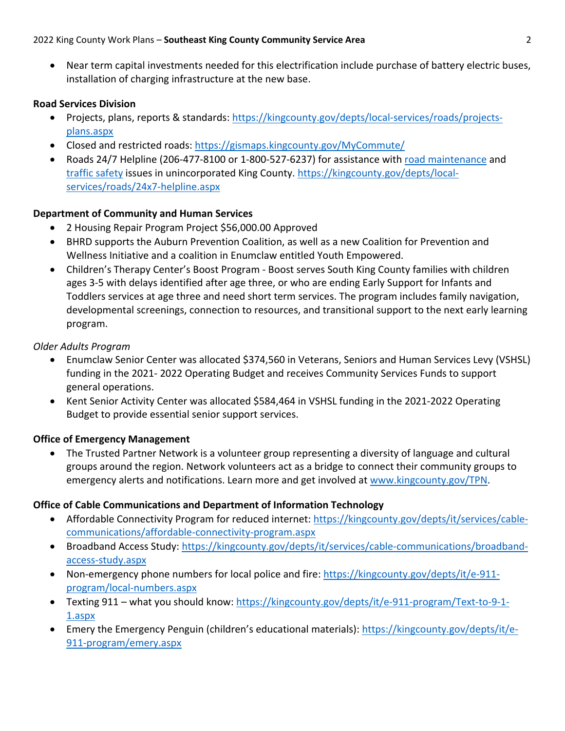- Near term capital investments needed for this electrification include purchase of battery electric buses, installation of charging infrastructure at the new base.

**Road Services Division**

- Projects, plans, reports & standards: [https://kingcounty.gov/depts/local-services/roads/projects-plans.aspx](https://kingcounty.gov/depts/local-services/roads/projects-plans.aspx)
- Closed and restricted roads: [https://gismaps.kingcounty.gov/MyCommute/](https://gismaps.kingcounty.gov/MyCommute/)
- Roads 24/7 Helpline (206-477-8100 or 1-800-527-6237) for assistance with road maintenance and traffic safety issues in unincorporated King County. [https://kingcounty.gov/depts/local-services/roads/24x7-helpline.aspx](https://kingcounty.gov/depts/local-services/roads/24x7-helpline.aspx)

**Department of Community and Human Services**

- 2 Housing Repair Program Project $56,000.00 Approved
- BHRD supports the Auburn Prevention Coalition, as well as a new Coalition for Prevention and Wellness Initiative and a coalition in Enumclaw entitled Youth Empowered.
- Children's Therapy Center's Boost Program - Boost serves South King County families with children ages 3-5 with delays identified after age three, or who are ending Early Support for Infants and Toddlers services at age three and need short term services. The program includes family navigation, developmental screenings, connection to resources, and transitional support to the next early learning program.

*Older Adults Program*

- Enumclaw Senior Center was allocated $374,560 in Veterans, Seniors and Human Services Levy (VSHSL) funding in the 2021- 2022 Operating Budget and receives Community Services Funds to support general operations.
- Kent Senior Activity Center was allocated $584,464 in VSHSL funding in the 2021-2022 Operating Budget to provide essential senior support services.

**Office of Emergency Management**

- The Trusted Partner Network is a volunteer group representing a diversity of language and cultural groups around the region. Network volunteers act as a bridge to connect their community groups to emergency alerts and notifications. Learn more and get involved at [www.kingcounty.gov/TPN](www.kingcounty.gov/TPN).

**Office of Cable Communications and Department of Information Technology**

- Affordable Connectivity Program for reduced internet: [https://kingcounty.gov/depts/it/services/cable-communications/affordable-connectivity-program.aspx](https://kingcounty.gov/depts/it/services/cable-communications/affordable-connectivity-program.aspx)
- Broadband Access Study: [https://kingcounty.gov/depts/it/services/cable-communications/broadband-access-study.aspx](https://kingcounty.gov/depts/it/services/cable-communications/broadband-access-study.aspx)
- Non-emergency phone numbers for local police and fire: [https://kingcounty.gov/depts/it/e-911-program/local-numbers.aspx](https://kingcounty.gov/depts/it/e-911-program/local-numbers.aspx)
- Texting 911 – what you should know: [https://kingcounty.gov/depts/it/e-911-program/Text-to-9-1-1.aspx](https://kingcounty.gov/depts/it/e-911-program/Text-to-9-1-1.aspx)
- Emery the Emergency Penguin (children's educational materials): [https://kingcounty.gov/depts/it/e-911-program/emery.aspx](https://kingcounty.gov/depts/it/e-911-program/emery.aspx)